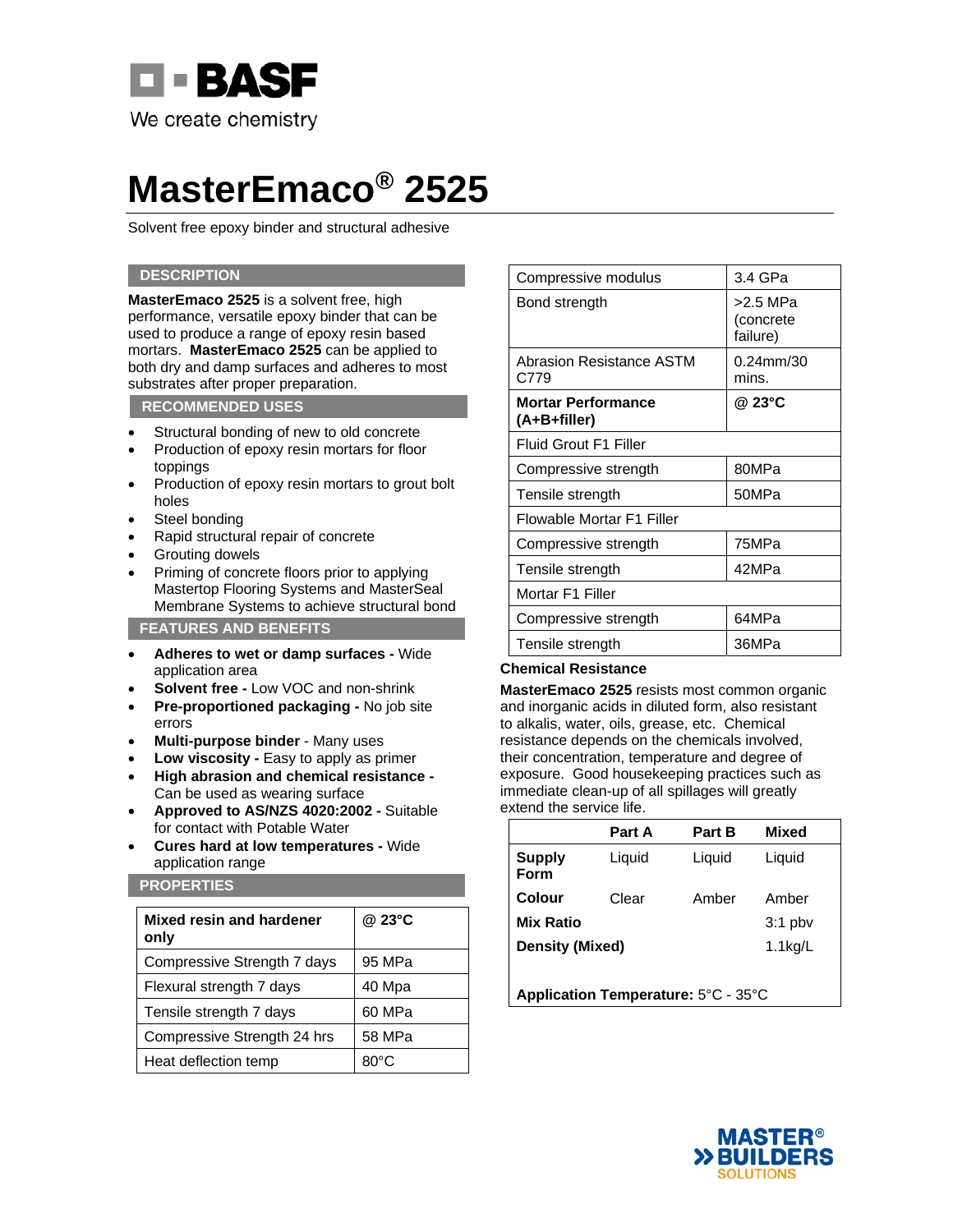# MasterEmaco® 2525

Solvent free epoxy binder and structural adhesive

## DESCRIPTION

**MasterEmaco 2525** is a solvent free, high performance, versatile epoxy binder that can be used to produce a range of epoxy resin based mortars. **MasterEmaco 2525** can be applied to both dry and damp surfaces and adheres to most substrates after proper preparation.

## RECOMMENDED USES

- Structural bonding of new to old concrete
- Production of epoxy resin mortars for floor toppings
- Production of epoxy resin mortars to grout bolt holes
- Steel bonding
- Rapid structural repair of concrete
- Grouting dowels
- Priming of concrete floors prior to applying Mastertop Flooring Systems and MasterSeal Membrane Systems to achieve structural bond

## FEATURES AND BENEFITS

- **Adheres to wet or damp surfaces -** Wide application area
- **Solvent free -** Low VOC and non-shrink
- **Pre-proportioned packaging -** No job site errors
- **Multi-purpose binder** - Many uses
- **Low viscosity -** Easy to apply as primer
- **High abrasion and chemical resistance -** Can be used as wearing surface
- **Approved to AS/NZS 4020:2002 -** Suitable for contact with Potable Water
- **Cures hard at low temperatures -** Wide application range

## PROPERTIES

| **Mixed resin and hardener only** | **@ 23°C** |
|---|---|
| Compressive Strength 7 days | 95 MPa |
| Flexural strength 7 days | 40 Mpa |
| Tensile strength 7 days | 60 MPa |
| Compressive Strength 24 hrs | 58 MPa |
| Heat deflection temp | 80°C |
| Compressive modulus | 3.4 GPa |
| Bond strength | >2.5 MPa (concrete failure) |
| Abrasion Resistance ASTM C779 | 0.24mm/30 mins. |
| **Mortar Performance (A+B+filler)** | **@ 23°C** |
| Fluid Grout F1 Filler | |
| Compressive strength | 80MPa |
| Tensile strength | 50MPa |
| Flowable Mortar F1 Filler | |
| Compressive strength | 75MPa |
| Tensile strength | 42MPa |
| Mortar F1 Filler | |
| Compressive strength | 64MPa |
| Tensile strength | 36MPa |

**Chemical Resistance**

**MasterEmaco 2525** resists most common organic and inorganic acids in diluted form, also resistant to alkalis, water, oils, grease, etc. Chemical resistance depends on the chemicals involved, their concentration, temperature and degree of exposure. Good housekeeping practices such as immediate clean-up of all spillages will greatly extend the service life.

| | **Part A** | **Part B** | **Mixed** |
|---|---|---|---|
| **Supply Form** | Liquid | Liquid | Liquid |
| **Colour** | Clear | Amber | Amber |
| **Mix Ratio** | | | 3:1 pbv |
| **Density (Mixed)** | | | 1.1kg/L |

**Application Temperature:** 5°C - 35°C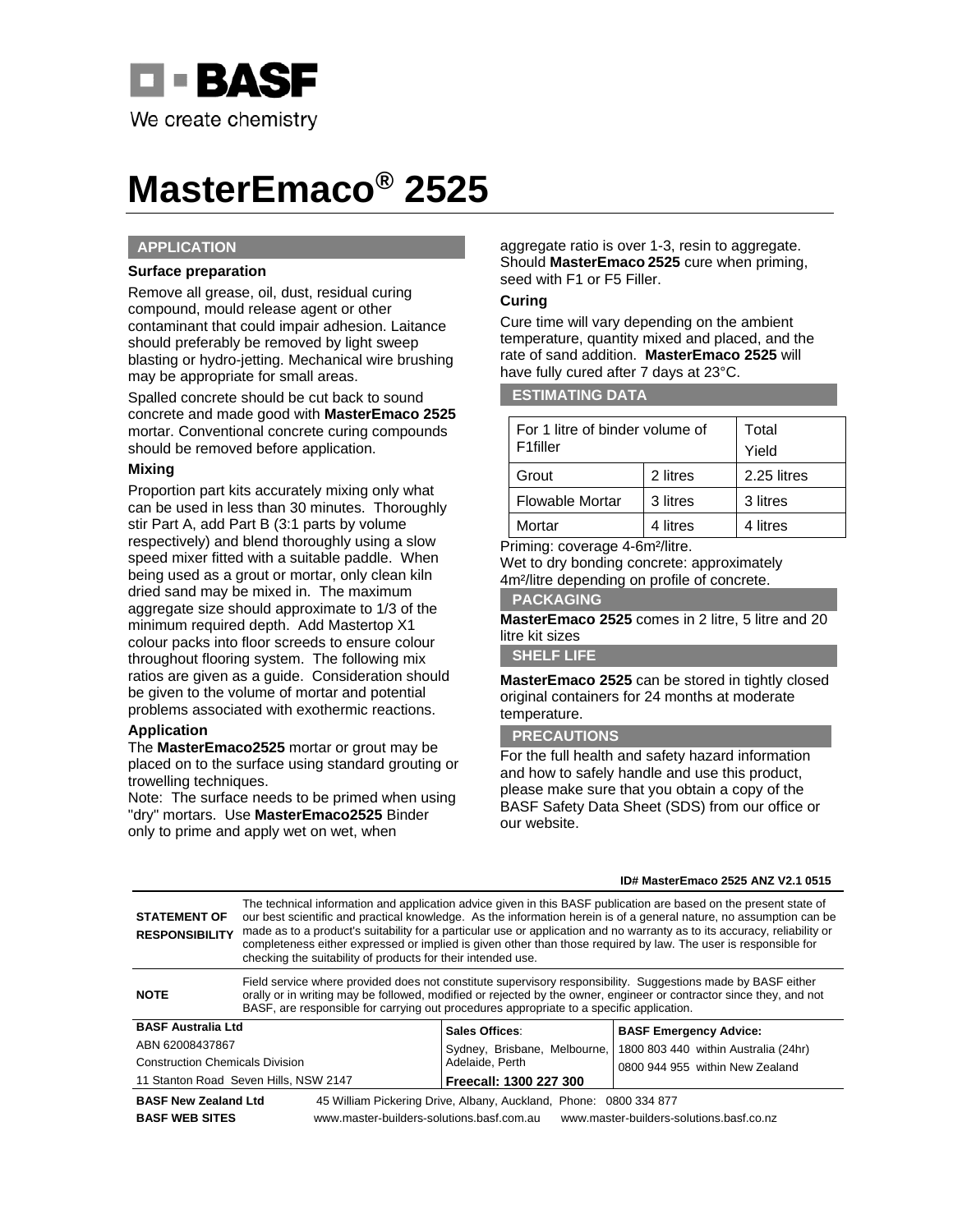# MasterEmaco® 2525

## APPLICATION

### Surface preparation

Remove all grease, oil, dust, residual curing compound, mould release agent or other contaminant that could impair adhesion. Laitance should preferably be removed by light sweep blasting or hydro-jetting. Mechanical wire brushing may be appropriate for small areas.

Spalled concrete should be cut back to sound concrete and made good with **MasterEmaco 2525** mortar. Conventional concrete curing compounds should be removed before application.

### Mixing

Proportion part kits accurately mixing only what can be used in less than 30 minutes. Thoroughly stir Part A, add Part B (3:1 parts by volume respectively) and blend thoroughly using a slow speed mixer fitted with a suitable paddle. When being used as a grout or mortar, only clean kiln dried sand may be mixed in. The maximum aggregate size should approximate to 1/3 of the minimum required depth. Add Mastertop X1 colour packs into floor screeds to ensure colour throughout flooring system. The following mix ratios are given as a guide. Consideration should be given to the volume of mortar and potential problems associated with exothermic reactions.

### Application

The **MasterEmaco2525** mortar or grout may be placed on to the surface using standard grouting or trowelling techniques.

Note: The surface needs to be primed when using "dry" mortars. Use **MasterEmaco2525** Binder only to prime and apply wet on wet, when aggregate ratio is over 1-3, resin to aggregate. Should **MasterEmaco 2525** cure when priming, seed with F1 or F5 Filler.

### Curing

Cure time will vary depending on the ambient temperature, quantity mixed and placed, and the rate of sand addition. **MasterEmaco 2525** will have fully cured after 7 days at 23°C.

## ESTIMATING DATA

| For 1 litre of binder volume of F1filler | | Total Yield |
|---|---|---|
| Grout | 2 litres | 2.25 litres |
| Flowable Mortar | 3 litres | 3 litres |
| Mortar | 4 litres | 4 litres |

Priming: coverage 4-6m²/litre.
Wet to dry bonding concrete: approximately 4m²/litre depending on profile of concrete.

## PACKAGING

**MasterEmaco 2525** comes in 2 litre, 5 litre and 20 litre kit sizes

## SHELF LIFE

**MasterEmaco 2525** can be stored in tightly closed original containers for 24 months at moderate temperature.

## PRECAUTIONS

For the full health and safety hazard information and how to safely handle and use this product, please make sure that you obtain a copy of the BASF Safety Data Sheet (SDS) from our office or our website.

**ID# MasterEmaco 2525 ANZ V2.1 0515**

**STATEMENT OF RESPONSIBILITY** The technical information and application advice given in this BASF publication are based on the present state of our best scientific and practical knowledge. As the information herein is of a general nature, no assumption can be made as to a product's suitability for a particular use or application and no warranty as to its accuracy, reliability or completeness either expressed or implied is given other than those required by law. The user is responsible for checking the suitability of products for their intended use.

**NOTE** Field service where provided does not constitute supervisory responsibility. Suggestions made by BASF either orally or in writing may be followed, modified or rejected by the owner, engineer or contractor since they, and not BASF, are responsible for carrying out procedures appropriate to a specific application.

**BASF Australia Ltd**
ABN 62008437867
Construction Chemicals Division
11 Stanton Road Seven Hills, NSW 2147

**Sales Offices**:
Sydney, Brisbane, Melbourne, Adelaide, Perth
**Freecall: 1300 227 300**

**BASF Emergency Advice:**
1800 803 440 within Australia (24hr)
0800 944 955 within New Zealand

**BASF New Zealand Ltd** 45 William Pickering Drive, Albany, Auckland, Phone: 0800 334 877

**BASF WEB SITES** www.master-builders-solutions.basf.com.au www.master-builders-solutions.basf.co.nz